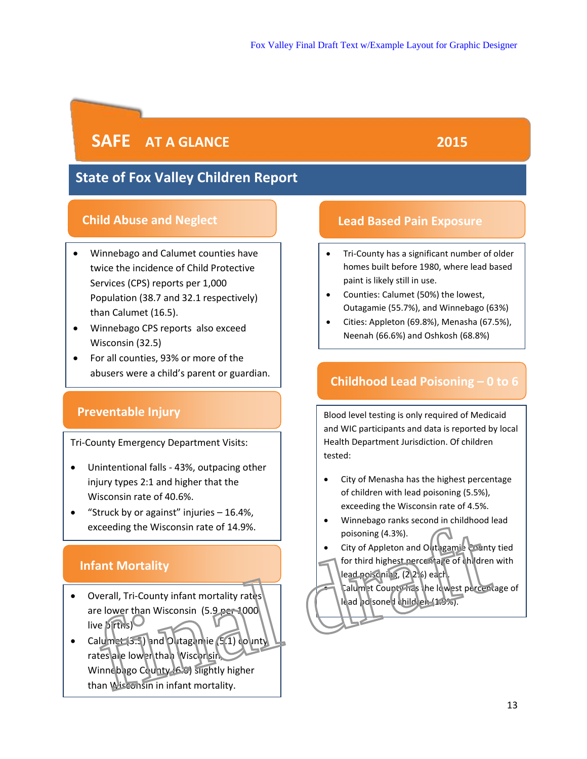# SAFE AT A GLANCE 2015

## State of Fox Valley Children Report

### Child Abuse and Neglect

- Winnebago and Calumet counties have twice the incidence of Child Protective Services (CPS) reports per 1,000 Population (38.7 and 32.1 respectively) than Calumet (16.5).
- Winnebago CPS reports also exceed Wisconsin (32.5)
- For all counties, 93% or more of the abusers were a child's parent or guardian.

### Preventable Injury

Tri-County Emergency Department Visits:

- Unintentional falls - 43%, outpacing other injury types 2:1 and higher that the Wisconsin rate of 40.6%.
- "Struck by or against" injuries – 16.4%, exceeding the Wisconsin rate of 14.9%.

### Infant Mortality

- Overall, Tri-County infant mortality rates are lower than Wisconsin (5.9 per 1000 live births)
- Calumet (3.5) and Outagamie (5.1) county rates are lower than Wisconsin, Winnebago County (6.5) slightly higher than Wisconsin in infant mortality.

### Lead Based Pain Exposure

- Tri-County has a significant number of older homes built before 1980, where lead based paint is likely still in use.
- Counties: Calumet (50%) the lowest, Outagamie (55.7%), and Winnebago (63%)
- Cities: Appleton (69.8%), Menasha (67.5%), Neenah (66.6%) and Oshkosh (68.8%)

### Childhood Lead Poisoning – 0 to 6

Blood level testing is only required of Medicaid and WIC participants and data is reported by local Health Department Jurisdiction. Of children tested:

- City of Menasha has the highest percentage of children with lead poisoning (5.5%), exceeding the Wisconsin rate of 4.5%.
- Winnebago ranks second in childhood lead poisoning (4.3%).
- City of Appleton and Outagamie County tied for third highest percentage of children with lead poisoning, (2.2%) each.
- Calumet County has the lowest percentage of lead poisoned children (1.9%).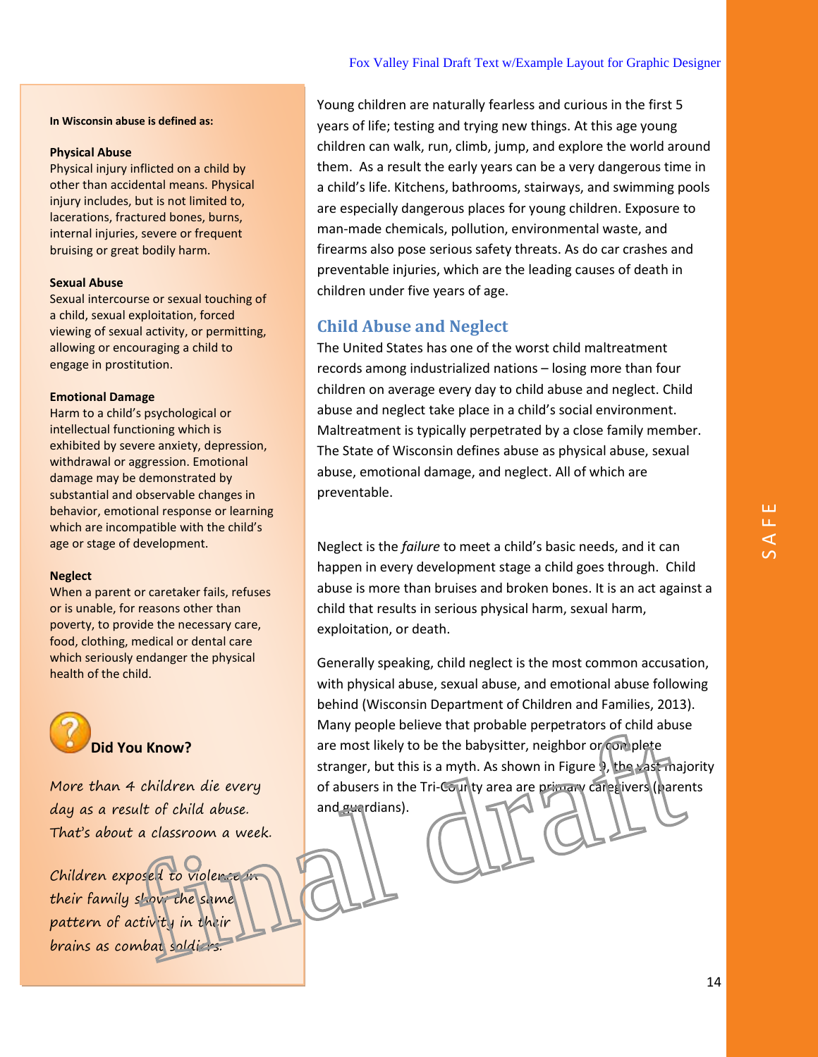**In Wisconsin abuse is defined as:**

**Physical Abuse**
Physical injury inflicted on a child by other than accidental means. Physical injury includes, but is not limited to, lacerations, fractured bones, burns, internal injuries, severe or frequent bruising or great bodily harm.

**Sexual Abuse**
Sexual intercourse or sexual touching of a child, sexual exploitation, forced viewing of sexual activity, or permitting, allowing or encouraging a child to engage in prostitution.

**Emotional Damage**
Harm to a child's psychological or intellectual functioning which is exhibited by severe anxiety, depression, withdrawal or aggression. Emotional damage may be demonstrated by substantial and observable changes in behavior, emotional response or learning which are incompatible with the child's age or stage of development.

**Neglect**
When a parent or caretaker fails, refuses or is unable, for reasons other than poverty, to provide the necessary care, food, clothing, medical or dental care which seriously endanger the physical health of the child.

**Did You Know?**

*More than 4 children die every day as a result of child abuse. That's about a classroom a week.*

*Children exposed to violence in their family show the same pattern of activity in their brains as combat soldiers.*

Young children are naturally fearless and curious in the first 5 years of life; testing and trying new things. At this age young children can walk, run, climb, jump, and explore the world around them. As a result the early years can be a very dangerous time in a child's life. Kitchens, bathrooms, stairways, and swimming pools are especially dangerous places for young children. Exposure to man-made chemicals, pollution, environmental waste, and firearms also pose serious safety threats. As do car crashes and preventable injuries, which are the leading causes of death in children under five years of age.

## Child Abuse and Neglect

The United States has one of the worst child maltreatment records among industrialized nations – losing more than four children on average every day to child abuse and neglect. Child abuse and neglect take place in a child's social environment. Maltreatment is typically perpetrated by a close family member. The State of Wisconsin defines abuse as physical abuse, sexual abuse, emotional damage, and neglect. All of which are preventable.

Neglect is the *failure* to meet a child's basic needs, and it can happen in every development stage a child goes through. Child abuse is more than bruises and broken bones. It is an act against a child that results in serious physical harm, sexual harm, exploitation, or death.

Generally speaking, child neglect is the most common accusation, with physical abuse, sexual abuse, and emotional abuse following behind (Wisconsin Department of Children and Families, 2013). Many people believe that probable perpetrators of child abuse are most likely to be the babysitter, neighbor or complete stranger, but this is a myth. As shown in Figure 9, the vast majority of abusers in the Tri-County area are primary caregivers (parents and guardians).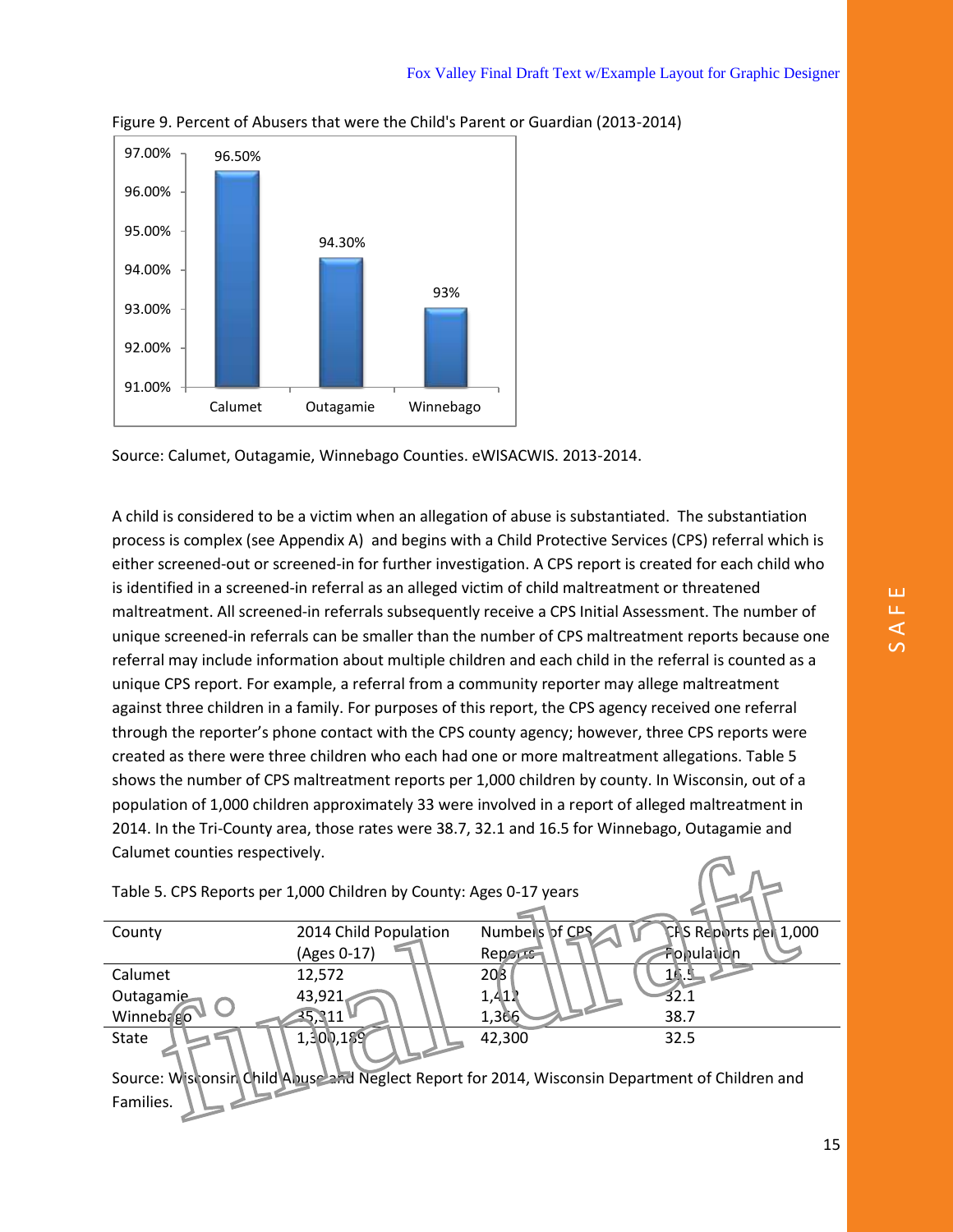Figure 9. Percent of Abusers that were the Child's Parent or Guardian (2013-2014)

97.00%
96.00%
95.00%
94.00%
93.00%
92.00%
91.00%

96.50%
94.30%
93%

Calumet
Outagamie
Winnebago

Source: Calumet, Outagamie, Winnebago Counties. eWISACWIS. 2013-2014.

A child is considered to be a victim when an allegation of abuse is substantiated. The substantiation process is complex (see Appendix A) and begins with a Child Protective Services (CPS) referral which is either screened-out or screened-in for further investigation. A CPS report is created for each child who is identified in a screened-in referral as an alleged victim of child maltreatment or threatened maltreatment. All screened-in referrals subsequently receive a CPS Initial Assessment. The number of unique screened-in referrals can be smaller than the number of CPS maltreatment reports because one referral may include information about multiple children and each child in the referral is counted as a unique CPS report. For example, a referral from a community reporter may allege maltreatment against three children in a family. For purposes of this report, the CPS agency received one referral through the reporter's phone contact with the CPS county agency; however, three CPS reports were created as there were three children who each had one or more maltreatment allegations. Table 5 shows the number of CPS maltreatment reports per 1,000 children by county. In Wisconsin, out of a population of 1,000 children approximately 33 were involved in a report of alleged maltreatment in 2014. In the Tri-County area, those rates were 38.7, 32.1 and 16.5 for Winnebago, Outagamie and Calumet counties respectively.

Table 5. CPS Reports per 1,000 Children by County: Ages 0-17 years

| County | 2014 Child Population (Ages 0-17) | Numbers of CPS Reports | CPS Reports per 1,000 Population |
|---|---|---|---|
| Calumet | 12,572 | 208 | 16.5 |
| Outagamie | 43,921 | 1,412 | 32.1 |
| Winnebago | 35,311 | 1,366 | 38.7 |
| State | 1,300,189 | 42,300 | 32.5 |

Source: Wisconsin Child Abuse and Neglect Report for 2014, Wisconsin Department of Children and Families.